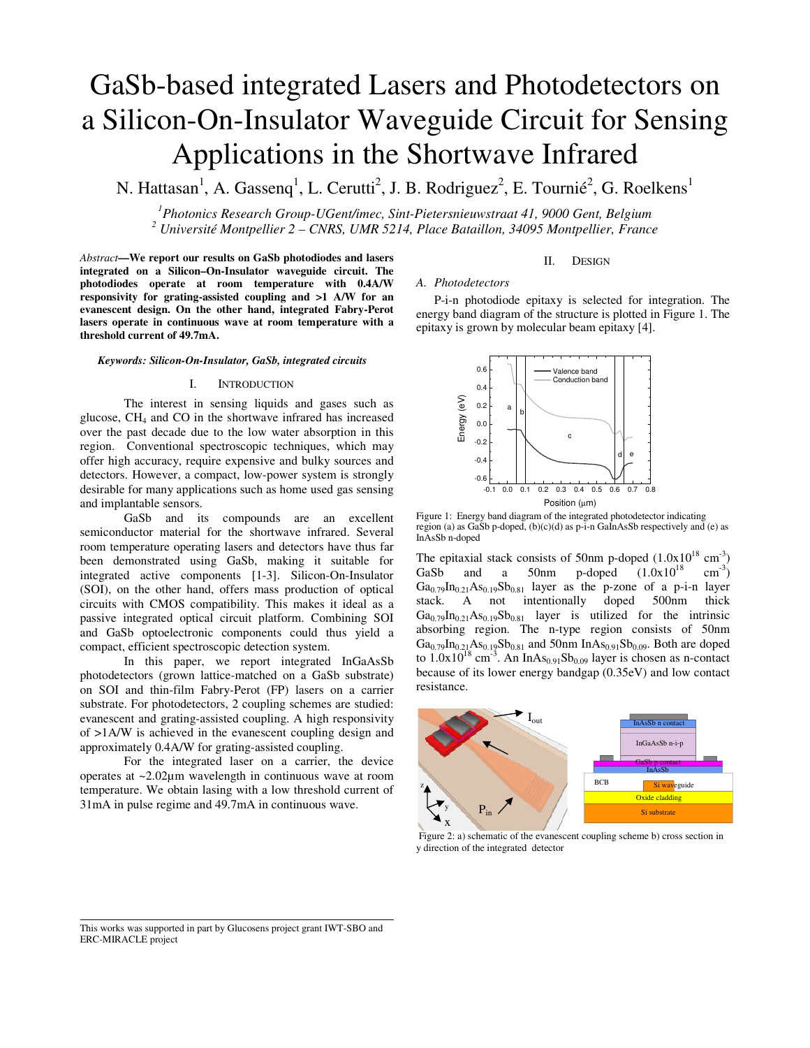# GaSb-based integrated Lasers and Photodetectors on a Silicon-On-Insulator Waveguide Circuit for Sensing Applications in the Shortwave Infrared

N. Hattasan[1], A. Gassenq[1], L. Cerutti[2], J. B. Rodriguez[2], E. Tournié[2], G. Roelkens[1]

[1]*Photonics Research Group-UGent/imec, Sint-Pietersnieuwstraat 41, 9000 Gent, Belgium*
[2] *Université Montpellier 2 – CNRS, UMR 5214, Place Bataillon, 34095 Montpellier, France*

*Abstract*—**We report our results on GaSb photodiodes and lasers integrated on a Silicon–On-Insulator waveguide circuit. The photodiodes operate at room temperature with 0.4A/W responsivity for grating-assisted coupling and >1 A/W for an evanescent design. On the other hand, integrated Fabry-Perot lasers operate in continuous wave at room temperature with a threshold current of 49.7mA.**

***Keywords: Silicon-On-Insulator, GaSb, integrated circuits***

## I. Introduction

The interest in sensing liquids and gases such as glucose, $CH_4$ and CO in the shortwave infrared has increased over the past decade due to the low water absorption in this region. Conventional spectroscopic techniques, which may offer high accuracy, require expensive and bulky sources and detectors. However, a compact, low-power system is strongly desirable for many applications such as home used gas sensing and implantable sensors.

GaSb and its compounds are an excellent semiconductor material for the shortwave infrared. Several room temperature operating lasers and detectors have thus far been demonstrated using GaSb, making it suitable for integrated active components [1-3]. Silicon-On-Insulator (SOI), on the other hand, offers mass production of optical circuits with CMOS compatibility. This makes it ideal as a passive integrated optical circuit platform. Combining SOI and GaSb optoelectronic components could thus yield a compact, efficient spectroscopic detection system.

In this paper, we report integrated InGaAsSb photodetectors (grown lattice-matched on a GaSb substrate) on SOI and thin-film Fabry-Perot (FP) lasers on a carrier substrate. For photodetectors, 2 coupling schemes are studied: evanescent and grating-assisted coupling. A high responsivity of >1A/W is achieved in the evanescent coupling design and approximately 0.4A/W for grating-assisted coupling.

For the integrated laser on a carrier, the device operates at ~2.02µm wavelength in continuous wave at room temperature. We obtain lasing with a low threshold current of 31mA in pulse regime and 49.7mA in continuous wave.

## II. Design

### A. Photodetectors

P-i-n photodiode epitaxy is selected for integration. The energy band diagram of the structure is plotted in Figure 1. The epitaxy is grown by molecular beam epitaxy [4].

Figure 1: Energy band diagram of the integrated photodetector indicating region (a) as GaSb p-doped, (b)(c)(d) as p-i-n GaInAsSb respectively and (e) as InAsSb n-doped

The epitaxial stack consists of 50nm p-doped ($1.0 \times 10^{18}$ cm$^{-3}$) GaSb and a 50nm p-doped ($1.0 \times 10^{18}$ cm$^{-3}$) $Ga_{0.79}In_{0.21}As_{0.19}Sb_{0.81}$ layer as the p-zone of a p-i-n layer stack. A not intentionally doped 500nm thick $Ga_{0.79}In_{0.21}As_{0.19}Sb_{0.81}$ layer is utilized for the intrinsic absorbing region. The n-type region consists of 50nm $Ga_{0.79}In_{0.21}As_{0.19}Sb_{0.81}$ and 50nm $InAs_{0.91}Sb_{0.09}$. Both are doped to $1.0 \times 10^{18}$ cm$^{-3}$. An $InAs_{0.91}Sb_{0.09}$ layer is chosen as n-contact because of its lower energy bandgap (0.35eV) and low contact resistance.

Figure 2: a) schematic of the evanescent coupling scheme b) cross section in y direction of the integrated detector

This works was supported in part by Glucosens project grant IWT-SBO and ERC-MIRACLE project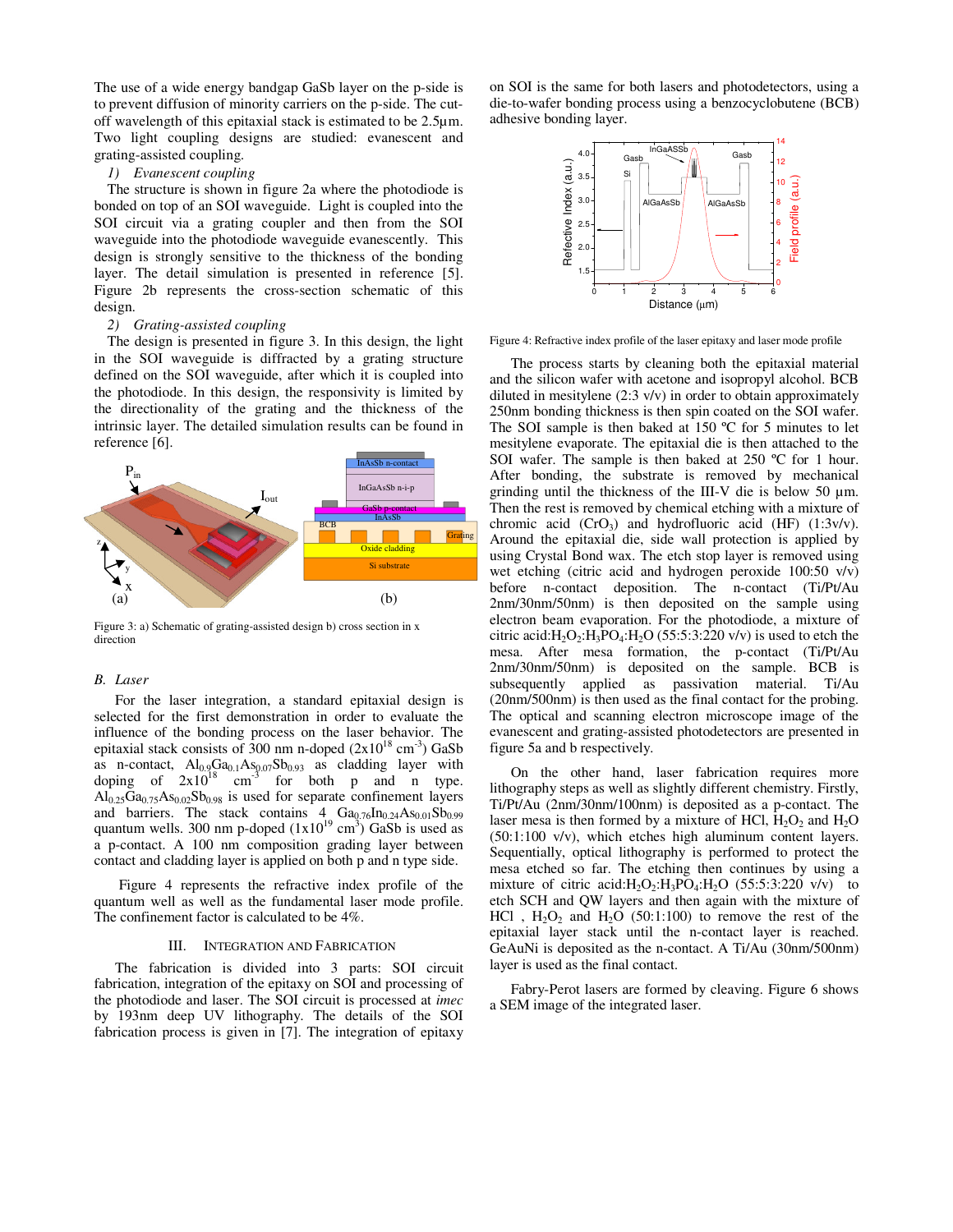The use of a wide energy bandgap GaSb layer on the p-side is to prevent diffusion of minority carriers on the p-side. The cut-off wavelength of this epitaxial stack is estimated to be 2.5µm. Two light coupling designs are studied: evanescent and grating-assisted coupling.

*1) Evanescent coupling*

The structure is shown in figure 2a where the photodiode is bonded on top of an SOI waveguide. Light is coupled into the SOI circuit via a grating coupler and then from the SOI waveguide into the photodiode waveguide evanescently. This design is strongly sensitive to the thickness of the bonding layer. The detail simulation is presented in reference [5]. Figure 2b represents the cross-section schematic of this design.

*2) Grating-assisted coupling*

The design is presented in figure 3. In this design, the light in the SOI waveguide is diffracted by a grating structure defined on the SOI waveguide, after which it is coupled into the photodiode. In this design, the responsivity is limited by the directionality of the grating and the thickness of the intrinsic layer. The detailed simulation results can be found in reference [6].

Figure 3: a) Schematic of grating-assisted design b) cross section in x direction

## B. Laser

For the laser integration, a standard epitaxial design is selected for the first demonstration in order to evaluate the influence of the bonding process on the laser behavior. The epitaxial stack consists of 300 nm n-doped ($2\text{x}10^{18}$ cm$^{-3}$) GaSb as n-contact, $Al_{0.9}Ga_{0.1}As_{0.07}Sb_{0.93}$ as cladding layer with doping of $2\text{x}10^{18}$ cm$^{-3}$ for both p and n type. $Al_{0.25}Ga_{0.75}As_{0.02}Sb_{0.98}$ is used for separate confinement layers and barriers. The stack contains 4 $Ga_{0.76}In_{0.24}As_{0.01}Sb_{0.99}$ quantum wells. 300 nm p-doped ($1\text{x}10^{19}$ cm$^{3}$) GaSb is used as a p-contact. A 100 nm composition grading layer between contact and cladding layer is applied on both p and n type side.

Figure 4 represents the refractive index profile of the quantum well as well as the fundamental laser mode profile. The confinement factor is calculated to be 4%.

# III. Integration and Fabrication

The fabrication is divided into 3 parts: SOI circuit fabrication, integration of the epitaxy on SOI and processing of the photodiode and laser. The SOI circuit is processed at *imec* by 193nm deep UV lithography. The details of the SOI fabrication process is given in [7]. The integration of epitaxy on SOI is the same for both lasers and photodetectors, using a die-to-wafer bonding process using a benzocyclobutene (BCB) adhesive bonding layer.

Figure 4: Refractive index profile of the laser epitaxy and laser mode profile

The process starts by cleaning both the epitaxial material and the silicon wafer with acetone and isopropyl alcohol. BCB diluted in mesitylene (2:3 v/v) in order to obtain approximately 250nm bonding thickness is then spin coated on the SOI wafer. The SOI sample is then baked at 150 ºC for 5 minutes to let mesitylene evaporate. The epitaxial die is then attached to the SOI wafer. The sample is then baked at 250 ºC for 1 hour. After bonding, the substrate is removed by mechanical grinding until the thickness of the III-V die is below 50 µm. Then the rest is removed by chemical etching with a mixture of chromic acid ($CrO_3$) and hydrofluoric acid (HF) (1:3v/v). Around the epitaxial die, side wall protection is applied by using Crystal Bond wax. The etch stop layer is removed using wet etching (citric acid and hydrogen peroxide 100:50 v/v) before n-contact deposition. The n-contact (Ti/Pt/Au 2nm/30nm/50nm) is then deposited on the sample using electron beam evaporation. For the photodiode, a mixture of citric acid:$H_2O_2$:$H_3PO_4$:$H_2O$ (55:5:3:220 v/v) is used to etch the mesa. After mesa formation, the p-contact (Ti/Pt/Au 2nm/30nm/50nm) is deposited on the sample. BCB is subsequently applied as passivation material. Ti/Au (20nm/500nm) is then used as the final contact for the probing. The optical and scanning electron microscope image of the evanescent and grating-assisted photodetectors are presented in figure 5a and b respectively.

On the other hand, laser fabrication requires more lithography steps as well as slightly different chemistry. Firstly, Ti/Pt/Au (2nm/30nm/100nm) is deposited as a p-contact. The laser mesa is then formed by a mixture of HCl, $H_2O_2$ and $H_2O$ (50:1:100 v/v), which etches high aluminum content layers. Sequentially, optical lithography is performed to protect the mesa etched so far. The etching then continues by using a mixture of citric acid:$H_2O_2$:$H_3PO_4$:$H_2O$ (55:5:3:220 v/v) to etch SCH and QW layers and then again with the mixture of HCl , $H_2O_2$ and $H_2O$ (50:1:100) to remove the rest of the epitaxial layer stack until the n-contact layer is reached. GeAuNi is deposited as the n-contact. A Ti/Au (30nm/500nm) layer is used as the final contact.

Fabry-Perot lasers are formed by cleaving. Figure 6 shows a SEM image of the integrated laser.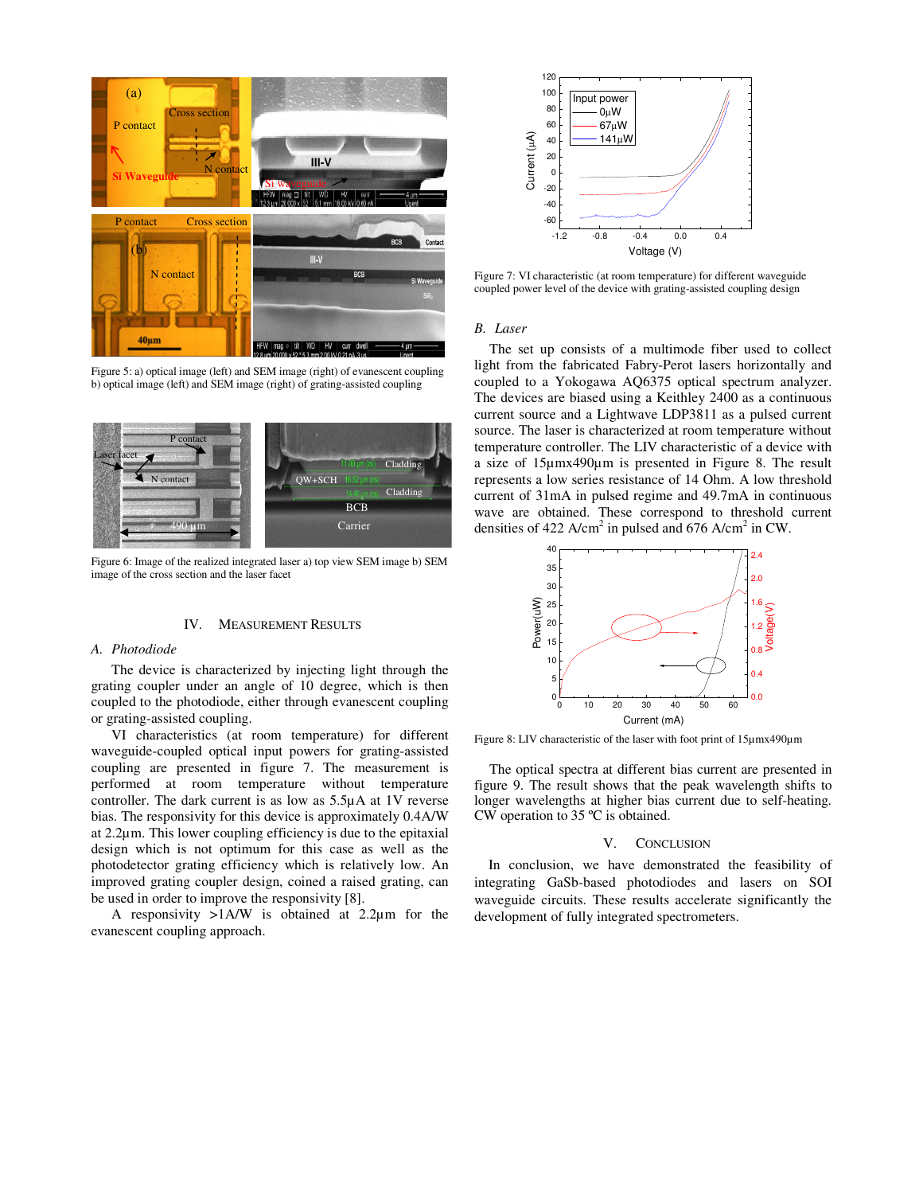Figure 5: a) optical image (left) and SEM image (right) of evanescent coupling b) optical image (left) and SEM image (right) of grating-assisted coupling

Figure 6: Image of the realized integrated laser a) top view SEM image b) SEM image of the cross section and the laser facet

## IV. Measurement Results

### A. Photodiode

The device is characterized by injecting light through the grating coupler under an angle of 10 degree, which is then coupled to the photodiode, either through evanescent coupling or grating-assisted coupling.

VI characteristics (at room temperature) for different waveguide-coupled optical input powers for grating-assisted coupling are presented in figure 7. The measurement is performed at room temperature without temperature controller. The dark current is as low as 5.5µA at 1V reverse bias. The responsivity for this device is approximately 0.4A/W at 2.2µm. This lower coupling efficiency is due to the epitaxial design which is not optimum for this case as well as the photodetector grating efficiency which is relatively low. An improved grating coupler design, coined a raised grating, can be used in order to improve the responsivity [8].

A responsivity >1A/W is obtained at 2.2µm for the evanescent coupling approach.

Figure 7: VI characteristic (at room temperature) for different waveguide coupled power level of the device with grating-assisted coupling design

### B. Laser

The set up consists of a multimode fiber used to collect light from the fabricated Fabry-Perot lasers horizontally and coupled to a Yokogawa AQ6375 optical spectrum analyzer. The devices are biased using a Keithley 2400 as a continuous current source and a Lightwave LDP3811 as a pulsed current source. The laser is characterized at room temperature without temperature controller. The LIV characteristic of a device with a size of 15µmx490µm is presented in Figure 8. The result represents a low series resistance of 14 Ohm. A low threshold current of 31mA in pulsed regime and 49.7mA in continuous wave are obtained. These correspond to threshold current densities of 422 A/cm$^2$ in pulsed and 676 A/cm$^2$ in CW.

Figure 8: LIV characteristic of the laser with foot print of 15µmx490µm

The optical spectra at different bias current are presented in figure 9. The result shows that the peak wavelength shifts to longer wavelengths at higher bias current due to self-heating. CW operation to 35 ºC is obtained.

## V. Conclusion

In conclusion, we have demonstrated the feasibility of integrating GaSb-based photodiodes and lasers on SOI waveguide circuits. These results accelerate significantly the development of fully integrated spectrometers.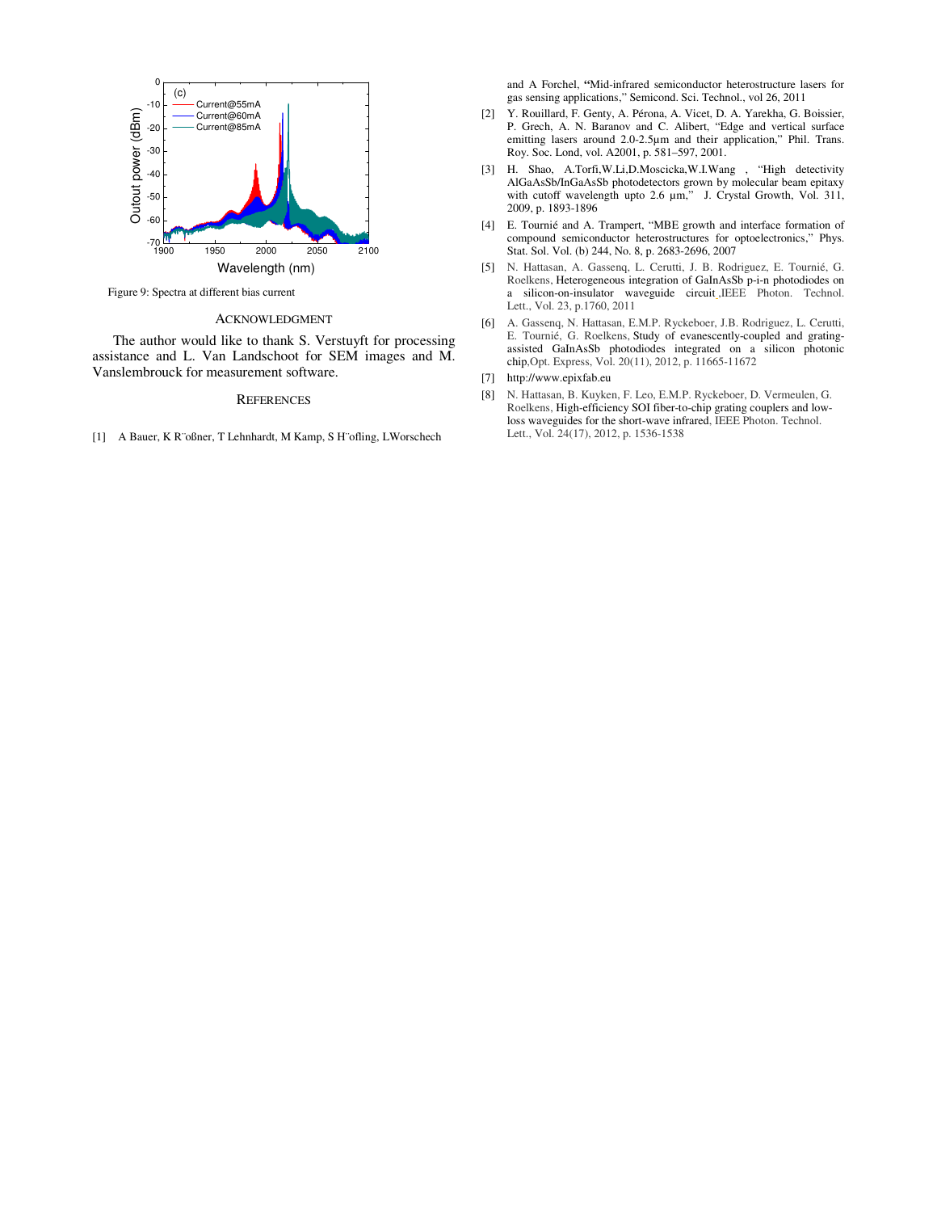(c)

Current@55mA

Current@60mA

Current@85mA

Outout power (dBm)

0

-10

-20

-30

-40

-50

-60

-70

1900

1950

2000

2050

2100

Wavelength (nm)

Figure 9: Spectra at different bias current

## ACKNOWLEDGMENT

The author would like to thank S. Verstuyft for processing assistance and L. Van Landschoot for SEM images and M. Vanslembrouck for measurement software.

## REFERENCES

[1] A Bauer, K R¨oßner, T Lehnhardt, M Kamp, S H¨ofling, LWorschech and A Forchel, "Mid-infrared semiconductor heterostructure lasers for gas sensing applications," Semicond. Sci. Technol., vol 26, 2011

[2] Y. Rouillard, F. Genty, A. Pérona, A. Vicet, D. A. Yarekha, G. Boissier, P. Grech, A. N. Baranov and C. Alibert, "Edge and vertical surface emitting lasers around 2.0-2.5µm and their application," Phil. Trans. Roy. Soc. Lond, vol. A2001, p. 581–597, 2001.

[3] H. Shao, A.Torfi,W.Li,D.Moscicka,W.I.Wang , "High detectivity AlGaAsSb/InGaAsSb photodetectors grown by molecular beam epitaxy with cutoff wavelength upto 2.6 µm," J. Crystal Growth, Vol. 311, 2009, p. 1893-1896

[4] E. Tournié and A. Trampert, "MBE growth and interface formation of compound semiconductor heterostructures for optoelectronics," Phys. Stat. Sol. Vol. (b) 244, No. 8, p. 2683-2696, 2007

[5] N. Hattasan, A. Gassenq, L. Cerutti, J. B. Rodriguez, E. Tournié, G. Roelkens, Heterogeneous integration of GaInAsSb p-i-n photodiodes on a silicon-on-insulator waveguide circuit ,IEEE Photon. Technol. Lett., Vol. 23, p.1760, 2011

[6] A. Gassenq, N. Hattasan, E.M.P. Ryckeboer, J.B. Rodriguez, L. Cerutti, E. Tournié, G. Roelkens, Study of evanescently-coupled and grating-assisted GaInAsSb photodiodes integrated on a silicon photonic chip,Opt. Express, Vol. 20(11), 2012, p. 11665-11672

[7] http://www.epixfab.eu

[8] N. Hattasan, B. Kuyken, F. Leo, E.M.P. Ryckeboer, D. Vermeulen, G. Roelkens, High-efficiency SOI fiber-to-chip grating couplers and low-loss waveguides for the short-wave infrared, IEEE Photon. Technol. Lett., Vol. 24(17), 2012, p. 1536-1538